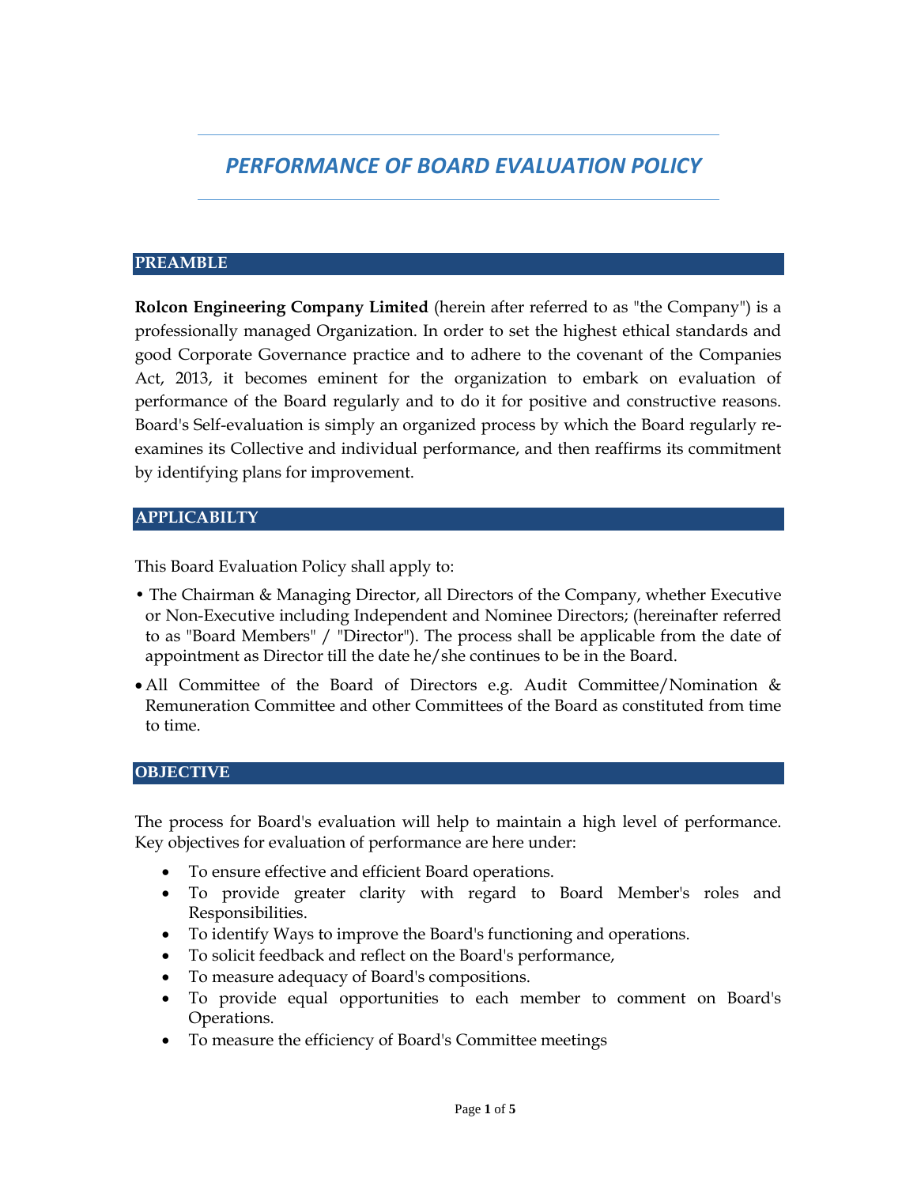# PERFORMANCE OF BOARD EVALUATION POLICY

## PREAMBLE

**Rolcon Engineering Company Limited** (herein after referred to as "the Company") is a professionally managed Organization. In order to set the highest ethical standards and good Corporate Governance practice and to adhere to the covenant of the Companies Act, 2013, it becomes eminent for the organization to embark on evaluation of performance of the Board regularly and to do it for positive and constructive reasons. Board's Self-evaluation is simply an organized process by which the Board regularly re-examines its Collective and individual performance, and then reaffirms its commitment by identifying plans for improvement.

## APPLICABILTY

This Board Evaluation Policy shall apply to:

- The Chairman & Managing Director, all Directors of the Company, whether Executive or Non-Executive including Independent and Nominee Directors; (hereinafter referred to as "Board Members" / "Director"). The process shall be applicable from the date of appointment as Director till the date he/she continues to be in the Board.
- All Committee of the Board of Directors e.g. Audit Committee/Nomination & Remuneration Committee and other Committees of the Board as constituted from time to time.

## OBJECTIVE

The process for Board's evaluation will help to maintain a high level of performance. Key objectives for evaluation of performance are here under:

- To ensure effective and efficient Board operations.
- To provide greater clarity with regard to Board Member's roles and Responsibilities.
- To identify Ways to improve the Board's functioning and operations.
- To solicit feedback and reflect on the Board's performance,
- To measure adequacy of Board's compositions.
- To provide equal opportunities to each member to comment on Board's Operations.
- To measure the efficiency of Board's Committee meetings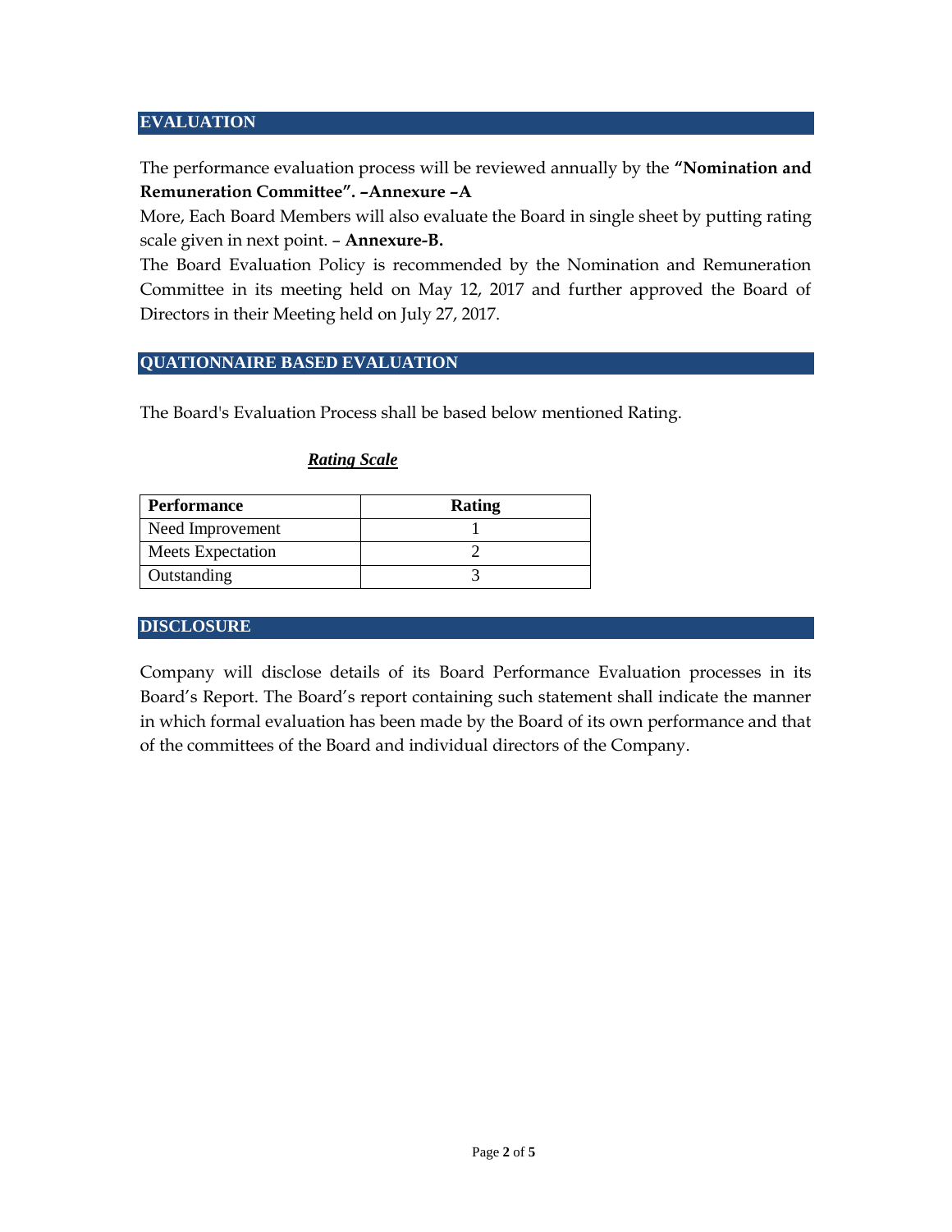## EVALUATION

The performance evaluation process will be reviewed annually by the **"Nomination and Remuneration Committee". –Annexure –A**

More, Each Board Members will also evaluate the Board in single sheet by putting rating scale given in next point. – **Annexure-B.**

The Board Evaluation Policy is recommended by the Nomination and Remuneration Committee in its meeting held on May 12, 2017 and further approved the Board of Directors in their Meeting held on July 27, 2017.

## QUATIONNAIRE BASED EVALUATION

The Board's Evaluation Process shall be based below mentioned Rating.

***Rating Scale***

| **Performance** | **Rating** |
|---|---|
| Need Improvement | 1 |
| Meets Expectation | 2 |
| Outstanding | 3 |

## DISCLOSURE

Company will disclose details of its Board Performance Evaluation processes in its Board's Report. The Board's report containing such statement shall indicate the manner in which formal evaluation has been made by the Board of its own performance and that of the committees of the Board and individual directors of the Company.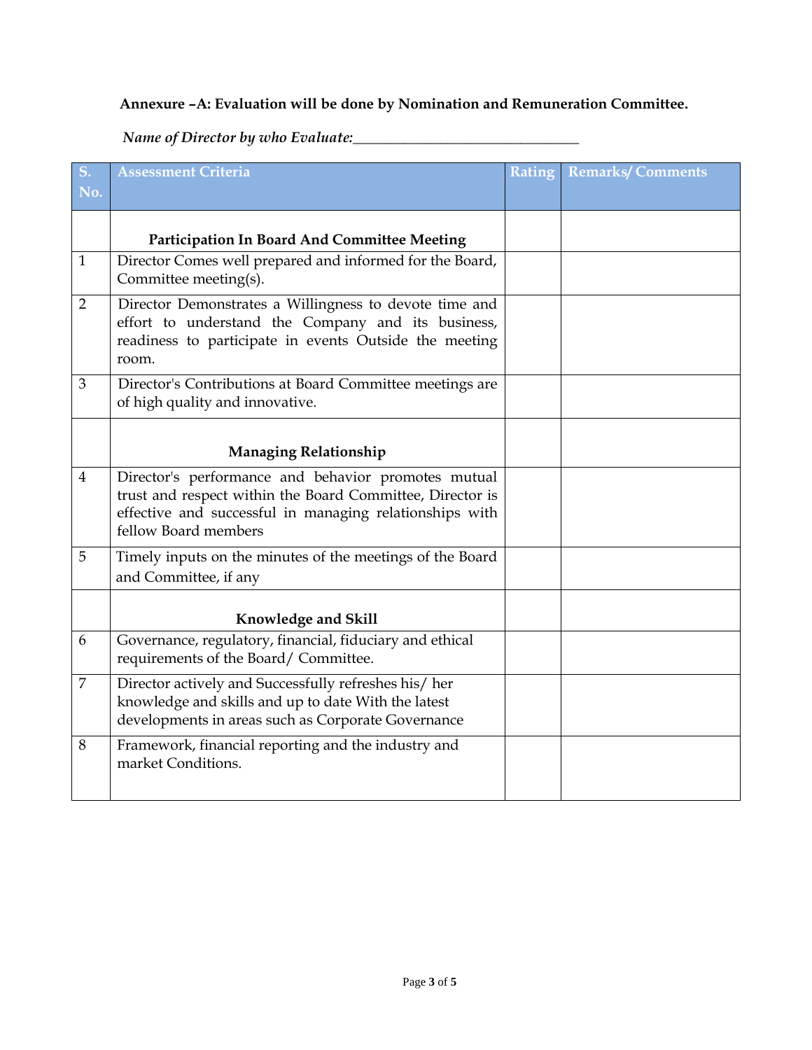**Annexure –A: Evaluation will be done by Nomination and Remuneration Committee.**

*Name of Director by who Evaluate:______________________________*

| S. No. | Assessment Criteria | Rating | Remarks/ Comments |
|---|---|---|---|
| | **Participation In Board And Committee Meeting** | | |
| 1 | Director Comes well prepared and informed for the Board, Committee meeting(s). | | |
| 2 | Director Demonstrates a Willingness to devote time and effort to understand the Company and its business, readiness to participate in events Outside the meeting room. | | |
| 3 | Director's Contributions at Board Committee meetings are of high quality and innovative. | | |
| | **Managing Relationship** | | |
| 4 | Director's performance and behavior promotes mutual trust and respect within the Board Committee, Director is effective and successful in managing relationships with fellow Board members | | |
| 5 | Timely inputs on the minutes of the meetings of the Board and Committee, if any | | |
| | **Knowledge and Skill** | | |
| 6 | Governance, regulatory, financial, fiduciary and ethical requirements of the Board/ Committee. | | |
| 7 | Director actively and Successfully refreshes his/ her knowledge and skills and up to date With the latest developments in areas such as Corporate Governance | | |
| 8 | Framework, financial reporting and the industry and market Conditions. | | |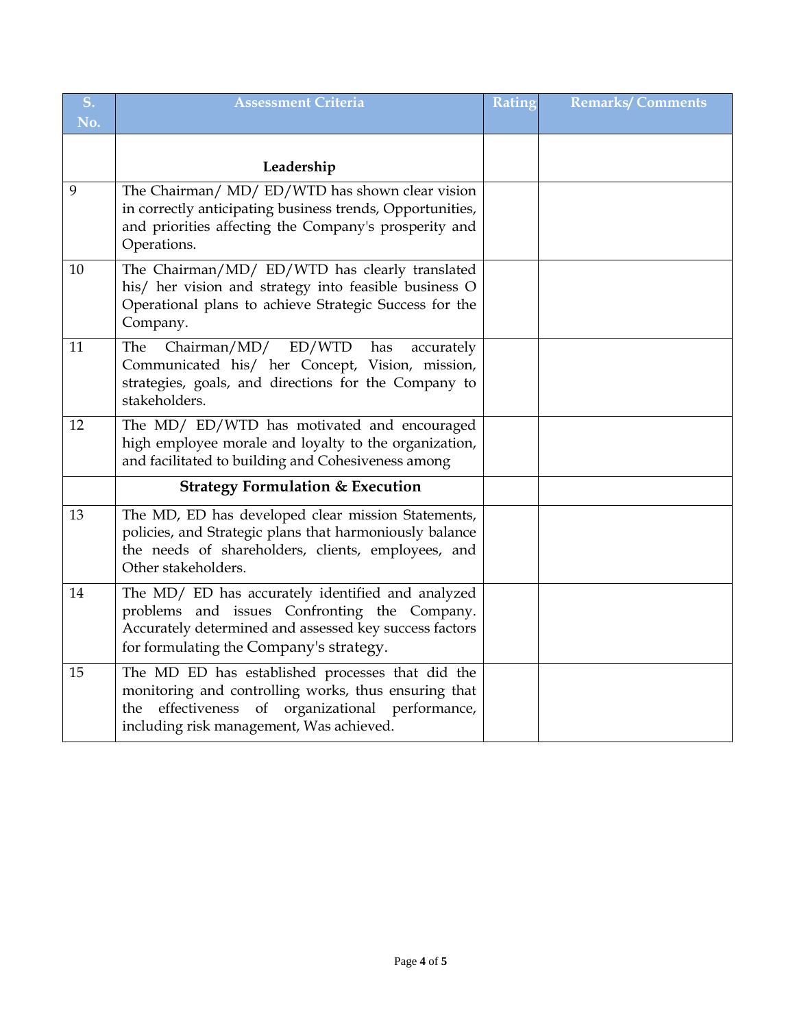| S. No. | Assessment Criteria | Rating | Remarks/ Comments |
|---|---|---|---|
| | **Leadership** | | |
| 9 | The Chairman/ MD/ ED/WTD has shown clear vision in correctly anticipating business trends, Opportunities, and priorities affecting the Company's prosperity and Operations. | | |
| 10 | The Chairman/MD/ ED/WTD has clearly translated his/ her vision and strategy into feasible business O Operational plans to achieve Strategic Success for the Company. | | |
| 11 | The Chairman/MD/ ED/WTD has accurately Communicated his/ her Concept, Vision, mission, strategies, goals, and directions for the Company to stakeholders. | | |
| 12 | The MD/ ED/WTD has motivated and encouraged high employee morale and loyalty to the organization, and facilitated to building and Cohesiveness among | | |
| | **Strategy Formulation & Execution** | | |
| 13 | The MD, ED has developed clear mission Statements, policies, and Strategic plans that harmoniously balance the needs of shareholders, clients, employees, and Other stakeholders. | | |
| 14 | The MD/ ED has accurately identified and analyzed problems and issues Confronting the Company. Accurately determined and assessed key success factors for formulating the Company's strategy. | | |
| 15 | The MD ED has established processes that did the monitoring and controlling works, thus ensuring that the effectiveness of organizational performance, including risk management, Was achieved. | | |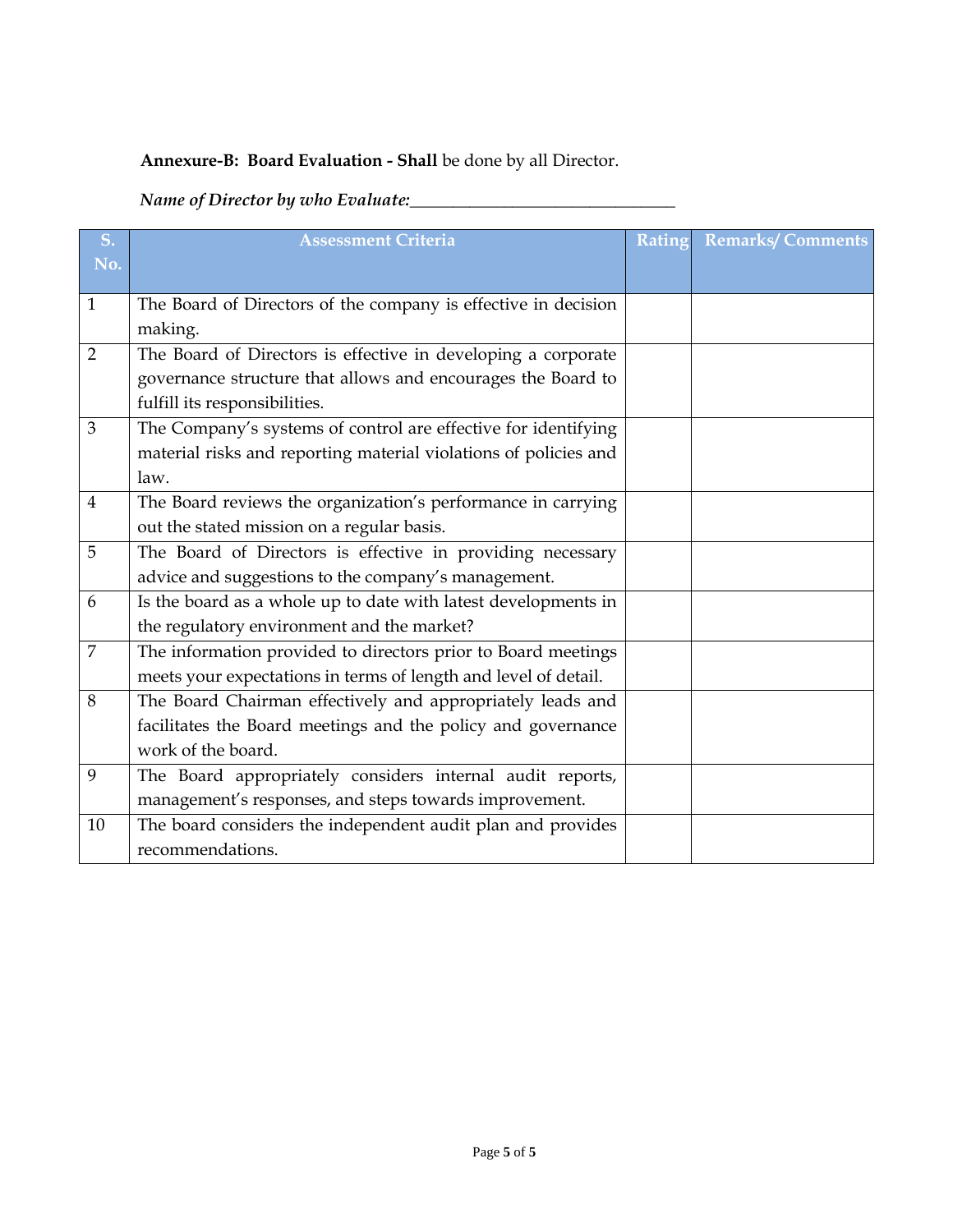**Annexure-B: Board Evaluation - Shall** be done by all Director.

*Name of Director by who Evaluate:*______________________________

| S. No. | Assessment Criteria | Rating | Remarks/ Comments |
|---|---|---|---|
| 1 | The Board of Directors of the company is effective in decision making. | | |
| 2 | The Board of Directors is effective in developing a corporate governance structure that allows and encourages the Board to fulfill its responsibilities. | | |
| 3 | The Company's systems of control are effective for identifying material risks and reporting material violations of policies and law. | | |
| 4 | The Board reviews the organization's performance in carrying out the stated mission on a regular basis. | | |
| 5 | The Board of Directors is effective in providing necessary advice and suggestions to the company's management. | | |
| 6 | Is the board as a whole up to date with latest developments in the regulatory environment and the market? | | |
| 7 | The information provided to directors prior to Board meetings meets your expectations in terms of length and level of detail. | | |
| 8 | The Board Chairman effectively and appropriately leads and facilitates the Board meetings and the policy and governance work of the board. | | |
| 9 | The Board appropriately considers internal audit reports, management's responses, and steps towards improvement. | | |
| 10 | The board considers the independent audit plan and provides recommendations. | | |